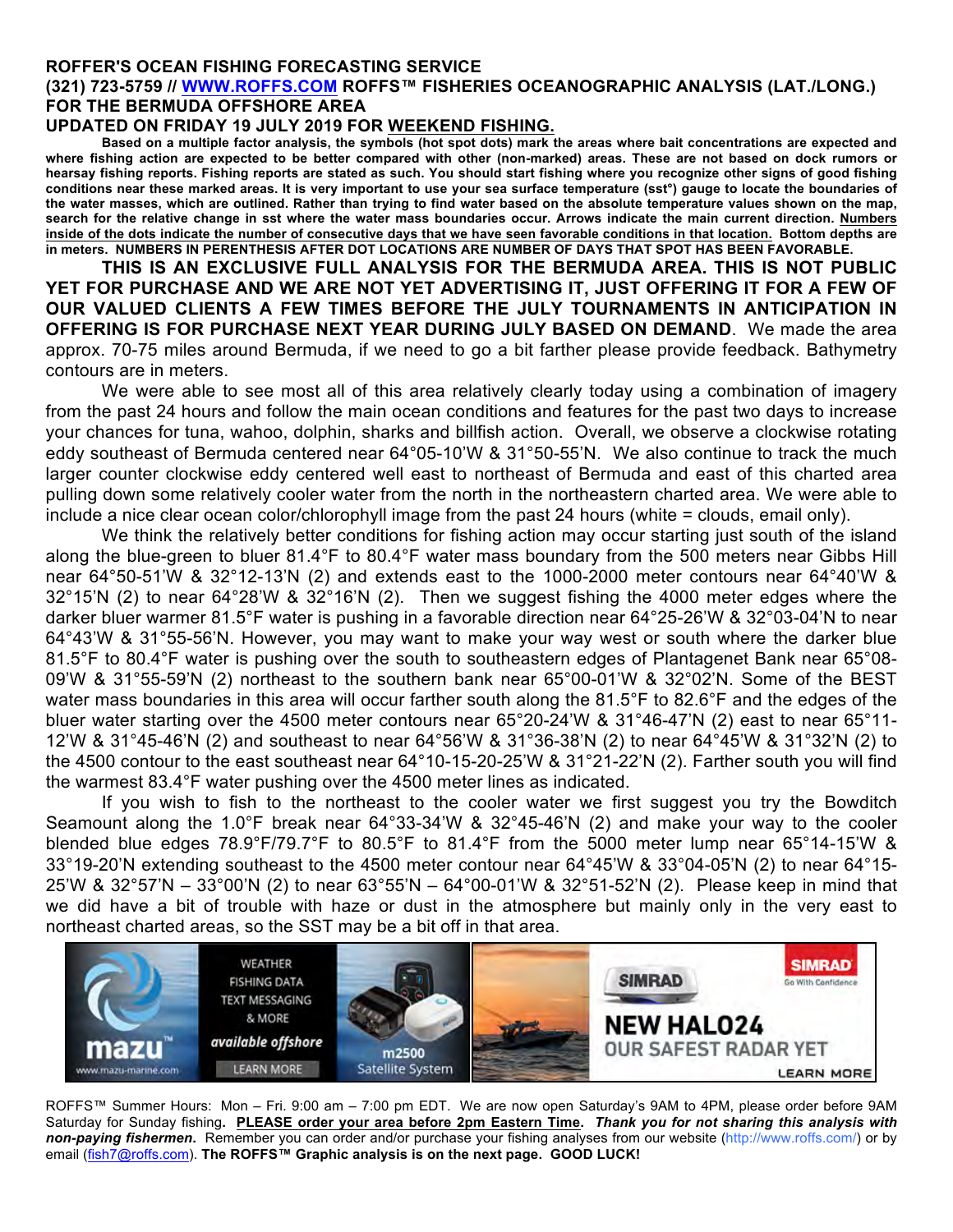**ROFFER'S OCEAN FISHING FORECASTING SERVICE**
**(321) 723-5759 // WWW.ROFFS.COM ROFFS™ FISHERIES OCEANOGRAPHIC ANALYSIS (LAT./LONG.) FOR THE BERMUDA OFFSHORE AREA**
**UPDATED ON FRIDAY 19 JULY 2019 FOR WEEKEND FISHING.**

**Based on a multiple factor analysis, the symbols (hot spot dots) mark the areas where bait concentrations are expected and where fishing action are expected to be better compared with other (non-marked) areas. These are not based on dock rumors or hearsay fishing reports. Fishing reports are stated as such. You should start fishing where you recognize other signs of good fishing conditions near these marked areas. It is very important to use your sea surface temperature (sst°) gauge to locate the boundaries of the water masses, which are outlined. Rather than trying to find water based on the absolute temperature values shown on the map, search for the relative change in sst where the water mass boundaries occur. Arrows indicate the main current direction. Numbers inside of the dots indicate the number of consecutive days that we have seen favorable conditions in that location. Bottom depths are in meters. NUMBERS IN PERENTHESIS AFTER DOT LOCATIONS ARE NUMBER OF DAYS THAT SPOT HAS BEEN FAVORABLE.**

**THIS IS AN EXCLUSIVE FULL ANALYSIS FOR THE BERMUDA AREA. THIS IS NOT PUBLIC YET FOR PURCHASE AND WE ARE NOT YET ADVERTISING IT, JUST OFFERING IT FOR A FEW OF OUR VALUED CLIENTS A FEW TIMES BEFORE THE JULY TOURNAMENTS IN ANTICIPATION IN OFFERING IS FOR PURCHASE NEXT YEAR DURING JULY BASED ON DEMAND**. We made the area approx. 70-75 miles around Bermuda, if we need to go a bit farther please provide feedback. Bathymetry contours are in meters.

We were able to see most all of this area relatively clearly today using a combination of imagery from the past 24 hours and follow the main ocean conditions and features for the past two days to increase your chances for tuna, wahoo, dolphin, sharks and billfish action. Overall, we observe a clockwise rotating eddy southeast of Bermuda centered near 64°05-10'W & 31°50-55'N. We also continue to track the much larger counter clockwise eddy centered well east to northeast of Bermuda and east of this charted area pulling down some relatively cooler water from the north in the northeastern charted area. We were able to include a nice clear ocean color/chlorophyll image from the past 24 hours (white = clouds, email only).

We think the relatively better conditions for fishing action may occur starting just south of the island along the blue-green to bluer 81.4°F to 80.4°F water mass boundary from the 500 meters near Gibbs Hill near 64°50-51'W & 32°12-13'N (2) and extends east to the 1000-2000 meter contours near 64°40'W & 32°15'N (2) to near 64°28'W & 32°16'N (2). Then we suggest fishing the 4000 meter edges where the darker bluer warmer 81.5°F water is pushing in a favorable direction near 64°25-26'W & 32°03-04'N to near 64°43'W & 31°55-56'N. However, you may want to make your way west or south where the darker blue 81.5°F to 80.4°F water is pushing over the south to southeastern edges of Plantagenet Bank near 65°08-09'W & 31°55-59'N (2) northeast to the southern bank near 65°00-01'W & 32°02'N. Some of the BEST water mass boundaries in this area will occur farther south along the 81.5°F to 82.6°F and the edges of the bluer water starting over the 4500 meter contours near 65°20-24'W & 31°46-47'N (2) east to near 65°11-12'W & 31°45-46'N (2) and southeast to near 64°56'W & 31°36-38'N (2) to near 64°45'W & 31°32'N (2) to the 4500 contour to the east southeast near 64°10-15-20-25'W & 31°21-22'N (2). Farther south you will find the warmest 83.4°F water pushing over the 4500 meter lines as indicated.

If you wish to fish to the northeast to the cooler water we first suggest you try the Bowditch Seamount along the 1.0°F break near 64°33-34'W & 32°45-46'N (2) and make your way to the cooler blended blue edges 78.9°F/79.7°F to 80.5°F to 81.4°F from the 5000 meter lump near 65°14-15'W & 33°19-20'N extending southeast to the 4500 meter contour near 64°45'W & 33°04-05'N (2) to near 64°15-25'W & 32°57'N – 33°00'N (2) to near 63°55'N – 64°00-01'W & 32°51-52'N (2). Please keep in mind that we did have a bit of trouble with haze or dust in the atmosphere but mainly only in the very east to northeast charted areas, so the SST may be a bit off in that area.

mazu™ www.mazu-marine.com | WEATHER FISHING DATA TEXT MESSAGING & MORE *available offshore* LEARN MORE | m2500 Satellite System | SIMRAD NEW HALO24 OUR SAFEST RADAR YET | SIMRAD Go With Confidence | LEARN MORE

ROFFS™ Summer Hours: Mon – Fri. 9:00 am – 7:00 pm EDT. We are now open Saturday's 9AM to 4PM, please order before 9AM Saturday for Sunday fishing**. PLEASE order your area before 2pm Eastern Time. *Thank you for not sharing this analysis with non-paying fishermen.*** Remember you can order and/or purchase your fishing analyses from our website (http://www.roffs.com/) or by email (fish7@roffs.com). **The ROFFS™ Graphic analysis is on the next page. GOOD LUCK!**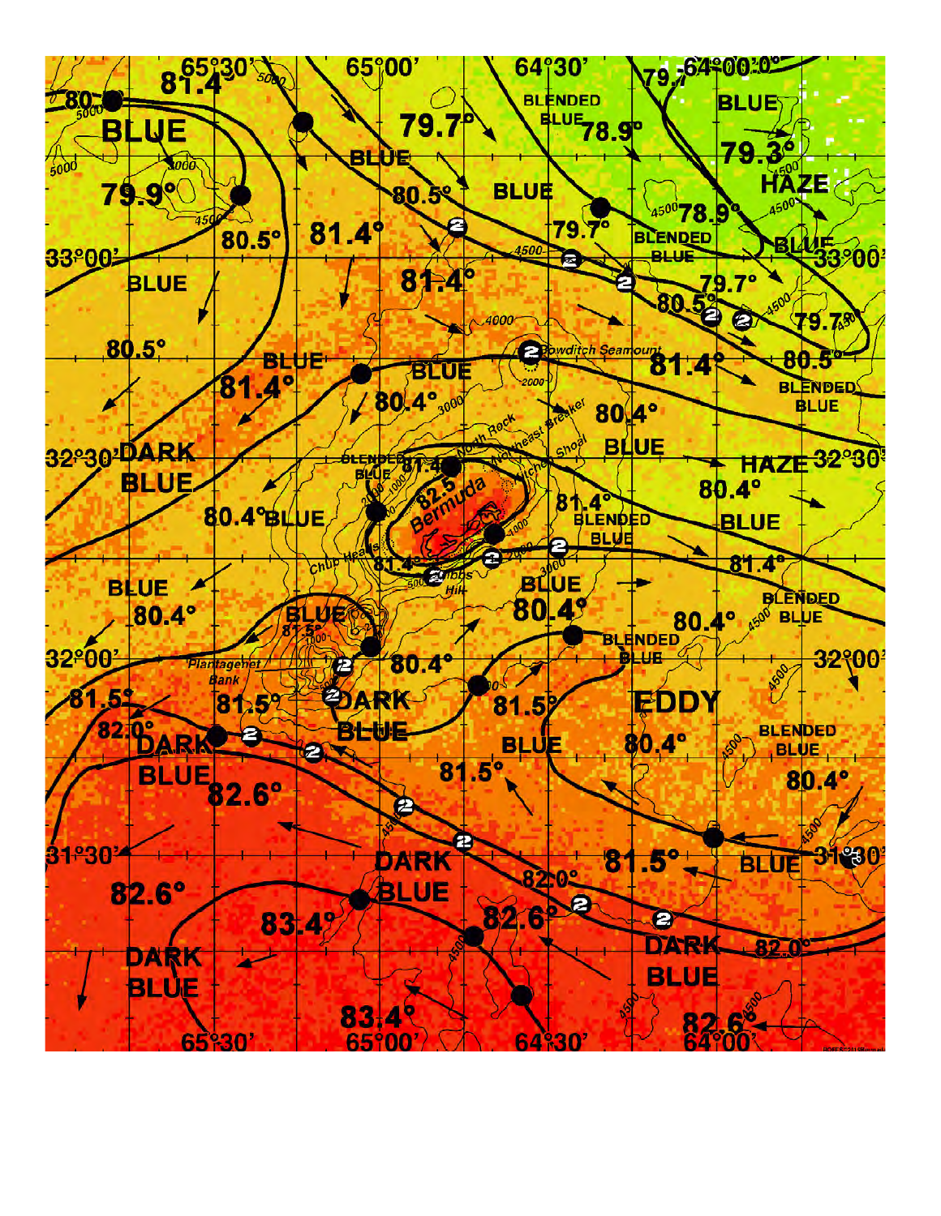65°30' 65°00' 64°30' 64°00'

81.4° 80 79.7° 79.7 BLENDED BLUE 78.9° BLUE 79.3° HAZE

BLUE BLUE 80.5° BLUE 79.9° 80.5° 81.4° 79.7° 78.9° BLENDED BLUE BLUE

33°00' BLUE 81.4° 79.7° 80.5° 79.7° 33°00'

80.5° BLUE BLUE Bowditch Seamount 81.4° 80.5° BLENDED BLUE

81.4° 80.4° 80.4°

North Rock Northeast Breaker Kitchen Shoal BLUE

32°30' DARK BLUE BLENDED BLUE 81.4 82.5 Bermuda HAZE 32°30'

80.4° BLUE 81.4° BLENDED BLUE 80.4° BLUE

Chub Heads 81.4° Gibbs Hill 81.4°

BLUE 80.4° BLUE 81.5° BLUE 80.4° BLENDED BLUE 80.4° BLUE

32°00' Plantagenet Bank 80.4° BLENDED BLUE 32°00'

81.5° 81.5° DARK BLUE 81.5° EDDY

82.0° DARK BLUE BLUE 80.4° BLENDED BLUE

82.6° 81.5° 80.4°

31°30' 81.5° BLUE 31°30'

82.6° DARK BLUE 82.0°

83.4° 82.6° DARK BLUE 82.0°

DARK BLUE BLUE

83.4° 82.6°

65°30' 65°00' 64°30' 64°00'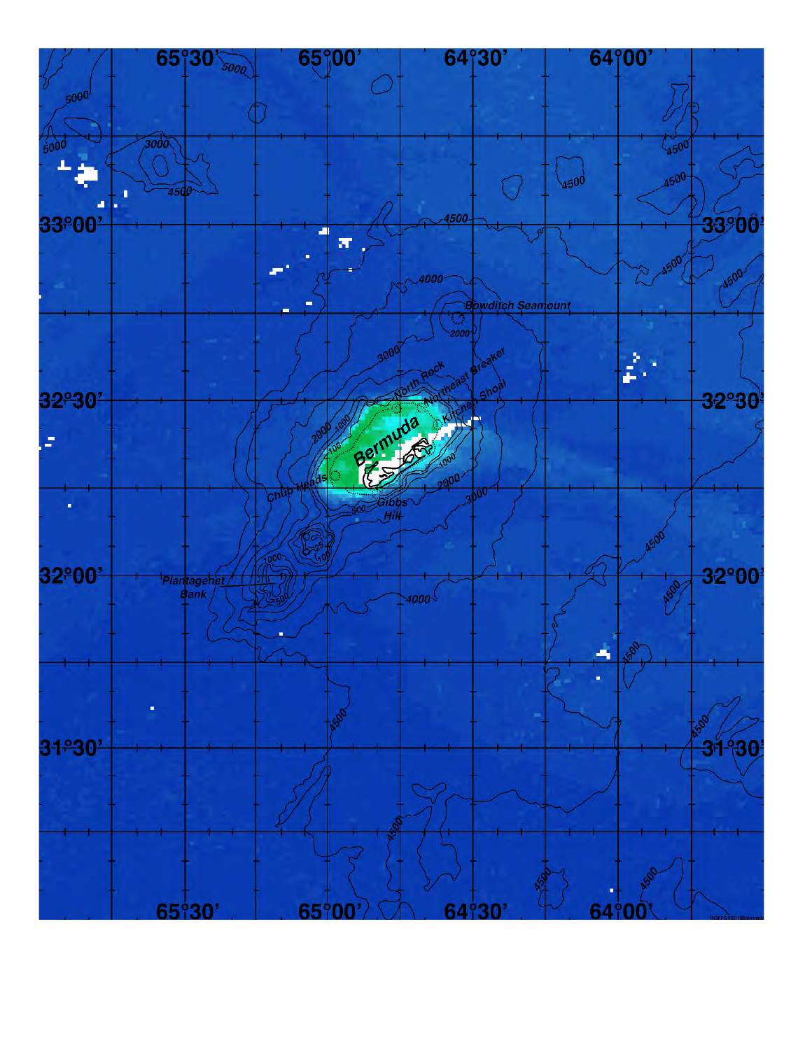65°30'

65°00'

64°30'

64°00'

33°00'

32°30'

32°00'

31°30'

5000

3000

4500

4000

2000

1000

500

100

25

Bowditch Seamount

North Rock

Northeast Breaker

Kitchen Shoal

Bermuda

Chub Heads

Gibbs Hill

Plantagenet Bank

65°30'

65°00'

64°30'

64°00'